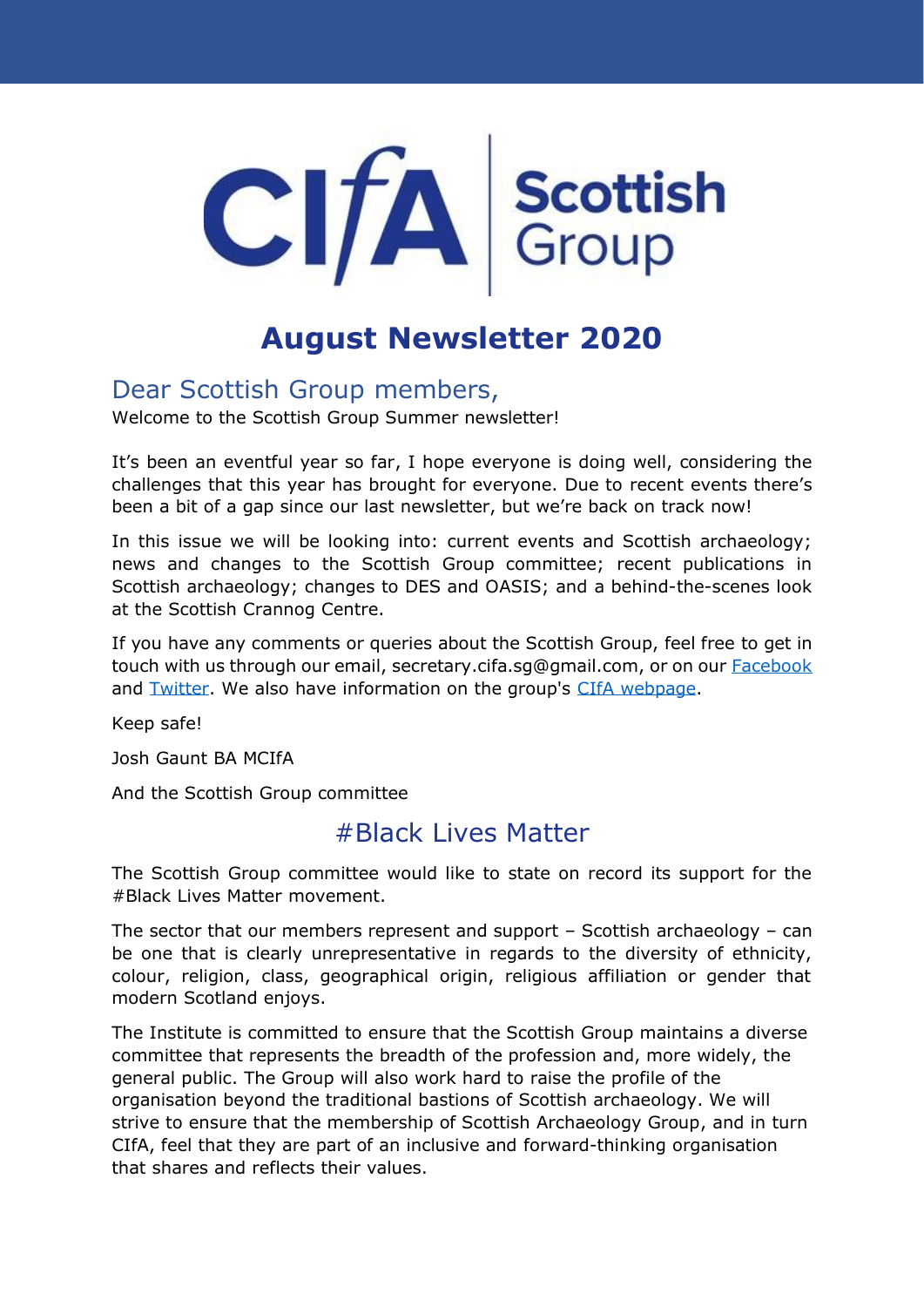CIfA | Scottish Group

# August Newsletter 2020

## Dear Scottish Group members,

Welcome to the Scottish Group Summer newsletter!

It's been an eventful year so far, I hope everyone is doing well, considering the challenges that this year has brought for everyone. Due to recent events there's been a bit of a gap since our last newsletter, but we're back on track now!

In this issue we will be looking into: current events and Scottish archaeology; news and changes to the Scottish Group committee; recent publications in Scottish archaeology; changes to DES and OASIS; and a behind-the-scenes look at the Scottish Crannog Centre.

If you have any comments or queries about the Scottish Group, feel free to get in touch with us through our email, secretary.cifa.sg@gmail.com, or on our Facebook and Twitter. We also have information on the group's CIfA webpage.

Keep safe!

Josh Gaunt BA MCIfA

And the Scottish Group committee

## #Black Lives Matter

The Scottish Group committee would like to state on record its support for the #Black Lives Matter movement.

The sector that our members represent and support – Scottish archaeology – can be one that is clearly unrepresentative in regards to the diversity of ethnicity, colour, religion, class, geographical origin, religious affiliation or gender that modern Scotland enjoys.

The Institute is committed to ensure that the Scottish Group maintains a diverse committee that represents the breadth of the profession and, more widely, the general public. The Group will also work hard to raise the profile of the organisation beyond the traditional bastions of Scottish archaeology. We will strive to ensure that the membership of Scottish Archaeology Group, and in turn CIfA, feel that they are part of an inclusive and forward-thinking organisation that shares and reflects their values.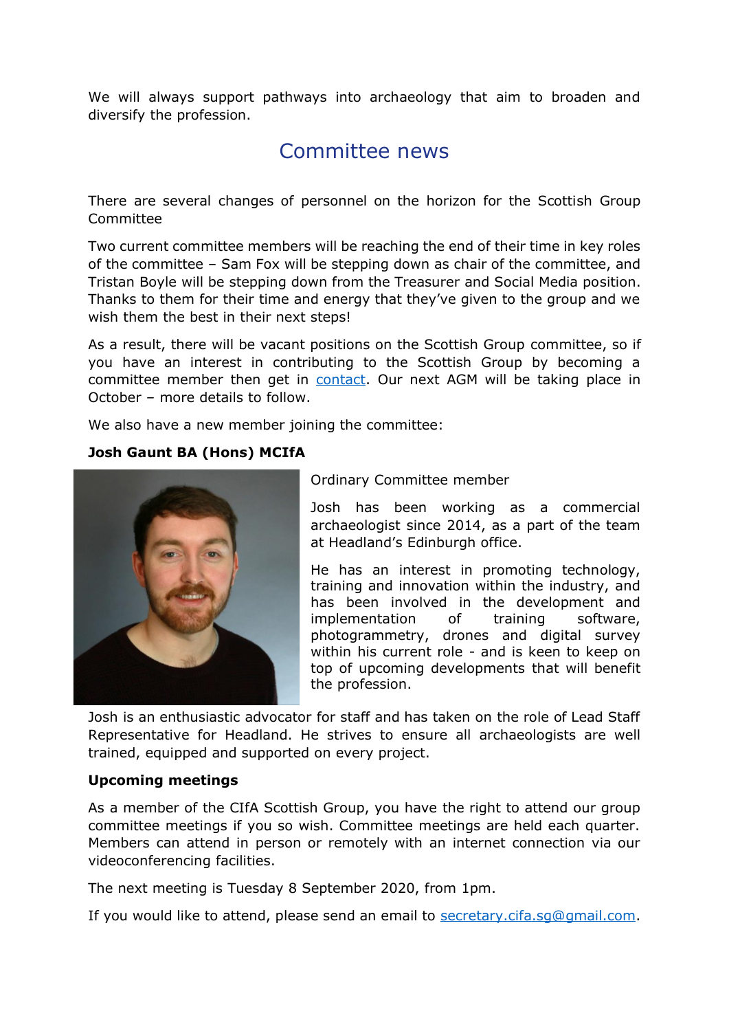We will always support pathways into archaeology that aim to broaden and diversify the profession.

## Committee news

There are several changes of personnel on the horizon for the Scottish Group Committee

Two current committee members will be reaching the end of their time in key roles of the committee – Sam Fox will be stepping down as chair of the committee, and Tristan Boyle will be stepping down from the Treasurer and Social Media position. Thanks to them for their time and energy that they've given to the group and we wish them the best in their next steps!

As a result, there will be vacant positions on the Scottish Group committee, so if you have an interest in contributing to the Scottish Group by becoming a committee member then get in contact. Our next AGM will be taking place in October – more details to follow.

We also have a new member joining the committee:

**Josh Gaunt BA (Hons) MCIfA**

Ordinary Committee member

Josh has been working as a commercial archaeologist since 2014, as a part of the team at Headland's Edinburgh office.

He has an interest in promoting technology, training and innovation within the industry, and has been involved in the development and implementation of training software, photogrammetry, drones and digital survey within his current role - and is keen to keep on top of upcoming developments that will benefit the profession.

Josh is an enthusiastic advocator for staff and has taken on the role of Lead Staff Representative for Headland. He strives to ensure all archaeologists are well trained, equipped and supported on every project.

**Upcoming meetings**

As a member of the CIfA Scottish Group, you have the right to attend our group committee meetings if you so wish. Committee meetings are held each quarter. Members can attend in person or remotely with an internet connection via our videoconferencing facilities.

The next meeting is Tuesday 8 September 2020, from 1pm.

If you would like to attend, please send an email to secretary.cifa.sg@gmail.com.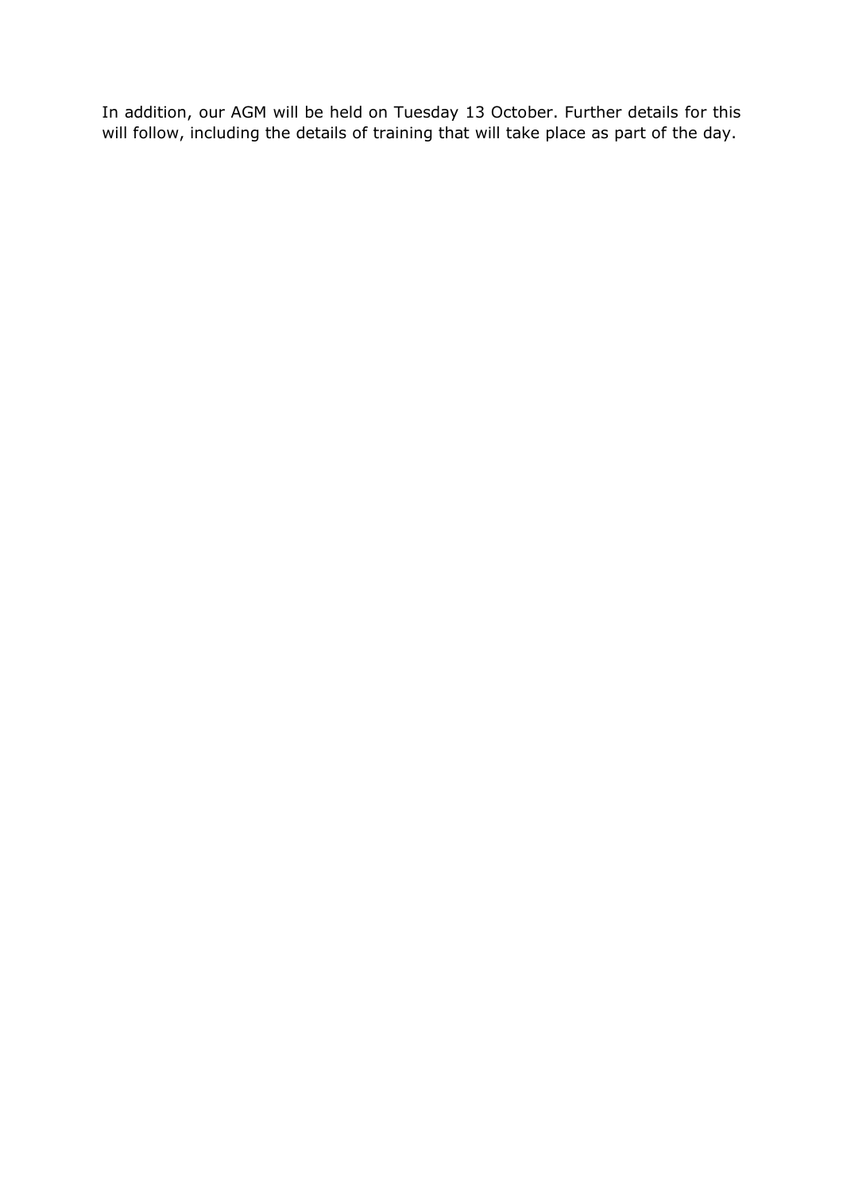In addition, our AGM will be held on Tuesday 13 October. Further details for this will follow, including the details of training that will take place as part of the day.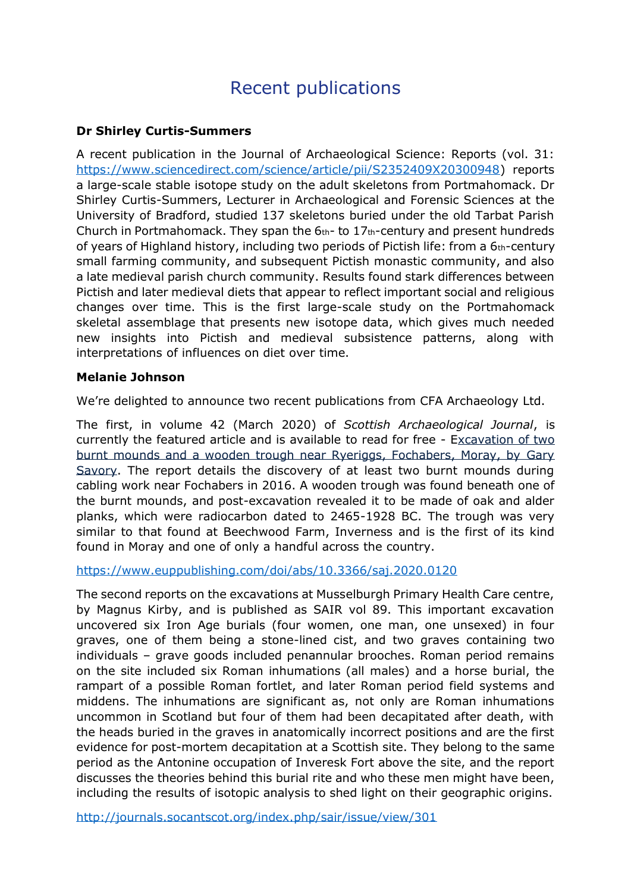# Recent publications

**Dr Shirley Curtis-Summers**

A recent publication in the Journal of Archaeological Science: Reports (vol. 31: https://www.sciencedirect.com/science/article/pii/S2352409X20300948) reports a large-scale stable isotope study on the adult skeletons from Portmahomack. Dr Shirley Curtis-Summers, Lecturer in Archaeological and Forensic Sciences at the University of Bradford, studied 137 skeletons buried under the old Tarbat Parish Church in Portmahomack. They span the 6th- to 17th-century and present hundreds of years of Highland history, including two periods of Pictish life: from a 6th-century small farming community, and subsequent Pictish monastic community, and also a late medieval parish church community. Results found stark differences between Pictish and later medieval diets that appear to reflect important social and religious changes over time. This is the first large-scale study on the Portmahomack skeletal assemblage that presents new isotope data, which gives much needed new insights into Pictish and medieval subsistence patterns, along with interpretations of influences on diet over time.

**Melanie Johnson**

We're delighted to announce two recent publications from CFA Archaeology Ltd.

The first, in volume 42 (March 2020) of *Scottish Archaeological Journal*, is currently the featured article and is available to read for free - Excavation of two burnt mounds and a wooden trough near Ryeriggs, Fochabers, Moray, by Gary Savory. The report details the discovery of at least two burnt mounds during cabling work near Fochabers in 2016. A wooden trough was found beneath one of the burnt mounds, and post-excavation revealed it to be made of oak and alder planks, which were radiocarbon dated to 2465-1928 BC. The trough was very similar to that found at Beechwood Farm, Inverness and is the first of its kind found in Moray and one of only a handful across the country.

https://www.euppublishing.com/doi/abs/10.3366/saj.2020.0120

The second reports on the excavations at Musselburgh Primary Health Care centre, by Magnus Kirby, and is published as SAIR vol 89. This important excavation uncovered six Iron Age burials (four women, one man, one unsexed) in four graves, one of them being a stone-lined cist, and two graves containing two individuals – grave goods included penannular brooches. Roman period remains on the site included six Roman inhumations (all males) and a horse burial, the rampart of a possible Roman fortlet, and later Roman period field systems and middens. The inhumations are significant as, not only are Roman inhumations uncommon in Scotland but four of them had been decapitated after death, with the heads buried in the graves in anatomically incorrect positions and are the first evidence for post-mortem decapitation at a Scottish site. They belong to the same period as the Antonine occupation of Inveresk Fort above the site, and the report discusses the theories behind this burial rite and who these men might have been, including the results of isotopic analysis to shed light on their geographic origins.

http://journals.socantscot.org/index.php/sair/issue/view/301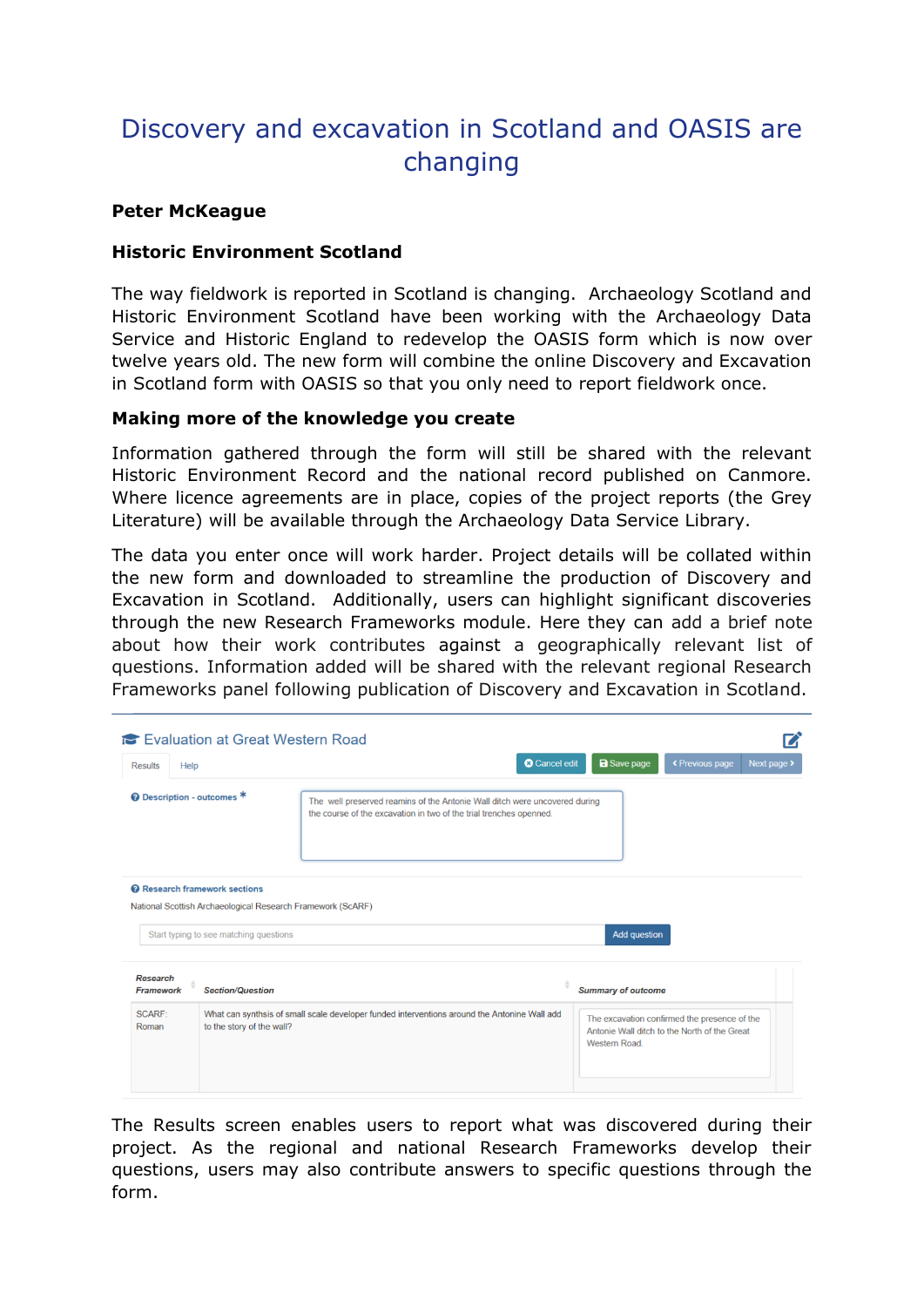# Discovery and excavation in Scotland and OASIS are changing

**Peter McKeague**

**Historic Environment Scotland**

The way fieldwork is reported in Scotland is changing. Archaeology Scotland and Historic Environment Scotland have been working with the Archaeology Data Service and Historic England to redevelop the OASIS form which is now over twelve years old. The new form will combine the online Discovery and Excavation in Scotland form with OASIS so that you only need to report fieldwork once.

### Making more of the knowledge you create

Information gathered through the form will still be shared with the relevant Historic Environment Record and the national record published on Canmore. Where licence agreements are in place, copies of the project reports (the Grey Literature) will be available through the Archaeology Data Service Library.

The data you enter once will work harder. Project details will be collated within the new form and downloaded to streamline the production of Discovery and Excavation in Scotland. Additionally, users can highlight significant discoveries through the new Research Frameworks module. Here they can add a brief note about how their work contributes against a geographically relevant list of questions. Information added will be shared with the relevant regional Research Frameworks panel following publication of Discovery and Excavation in Scotland.

Evaluation at Great Western Road

Results | Help

Cancel edit | Save page | Previous page | Next page

**Description - outcomes** *

The well preserved reamins of the Antonie Wall ditch were uncovered during the course of the excavation in two of the trial trenches openned.

**Research framework sections**

National Scottish Archaeological Research Framework (ScARF)

Start typing to see matching questions | Add question

| Research Framework | Section/Question | Summary of outcome |
|---|---|---|
| SCARF: Roman | What can synthsis of small scale developer funded interventions around the Antonine Wall add to the story of the wall? | The excavation confirmed the presence of the Antonie Wall ditch to the North of the Great Western Road. |

The Results screen enables users to report what was discovered during their project. As the regional and national Research Frameworks develop their questions, users may also contribute answers to specific questions through the form.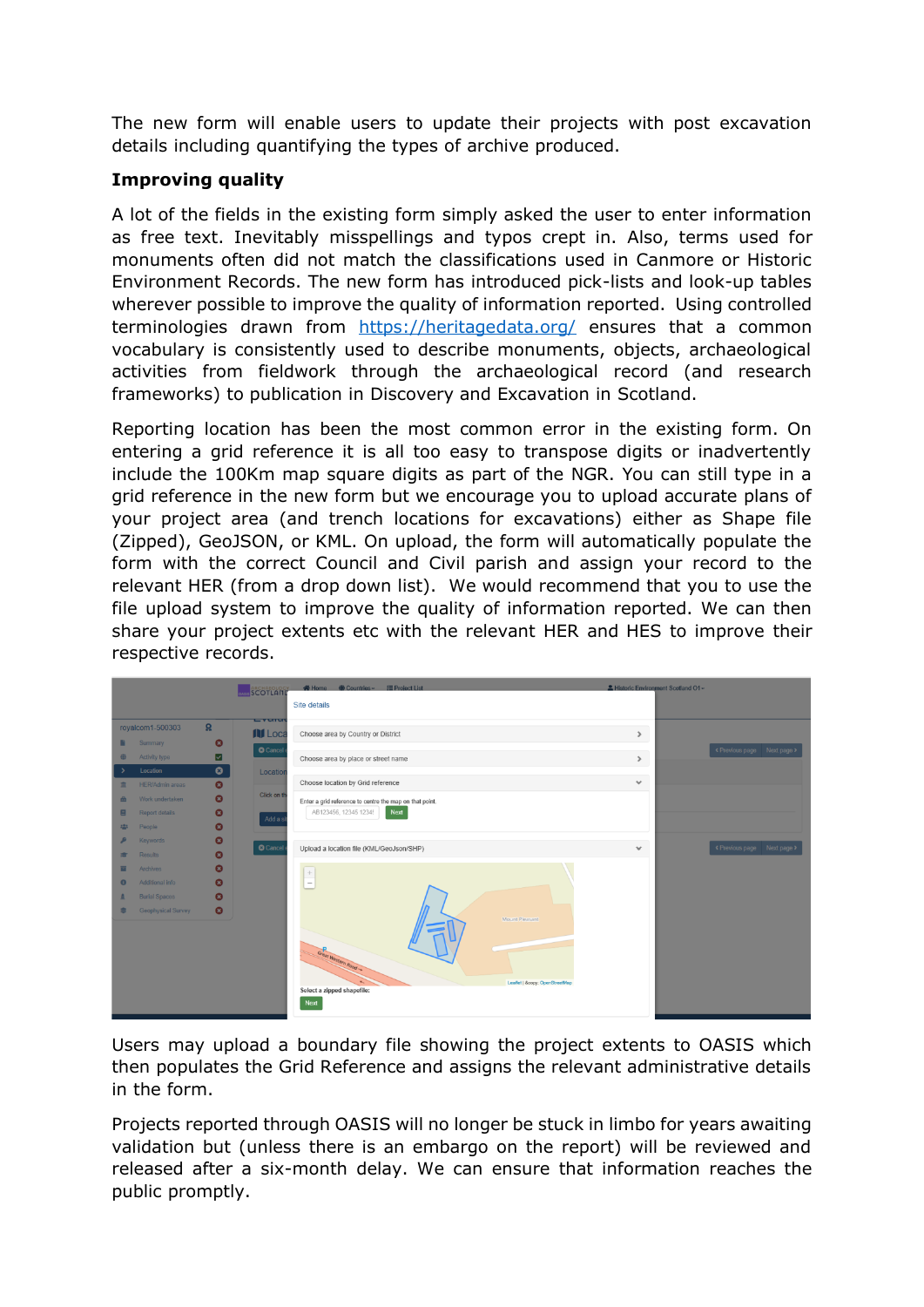The new form will enable users to update their projects with post excavation details including quantifying the types of archive produced.

**Improving quality**

A lot of the fields in the existing form simply asked the user to enter information as free text. Inevitably misspellings and typos crept in. Also, terms used for monuments often did not match the classifications used in Canmore or Historic Environment Records. The new form has introduced pick-lists and look-up tables wherever possible to improve the quality of information reported. Using controlled terminologies drawn from https://heritagedata.org/ ensures that a common vocabulary is consistently used to describe monuments, objects, archaeological activities from fieldwork through the archaeological record (and research frameworks) to publication in Discovery and Excavation in Scotland.

Reporting location has been the most common error in the existing form. On entering a grid reference it is all too easy to transpose digits or inadvertently include the 100Km map square digits as part of the NGR. You can still type in a grid reference in the new form but we encourage you to upload accurate plans of your project area (and trench locations for excavations) either as Shape file (Zipped), GeoJSON, or KML. On upload, the form will automatically populate the form with the correct Council and Civil parish and assign your record to the relevant HER (from a drop down list). We would recommend that you to use the file upload system to improve the quality of information reported. We can then share your project extents etc with the relevant HER and HES to improve their respective records.

Users may upload a boundary file showing the project extents to OASIS which then populates the Grid Reference and assigns the relevant administrative details in the form.

Projects reported through OASIS will no longer be stuck in limbo for years awaiting validation but (unless there is an embargo on the report) will be reviewed and released after a six-month delay. We can ensure that information reaches the public promptly.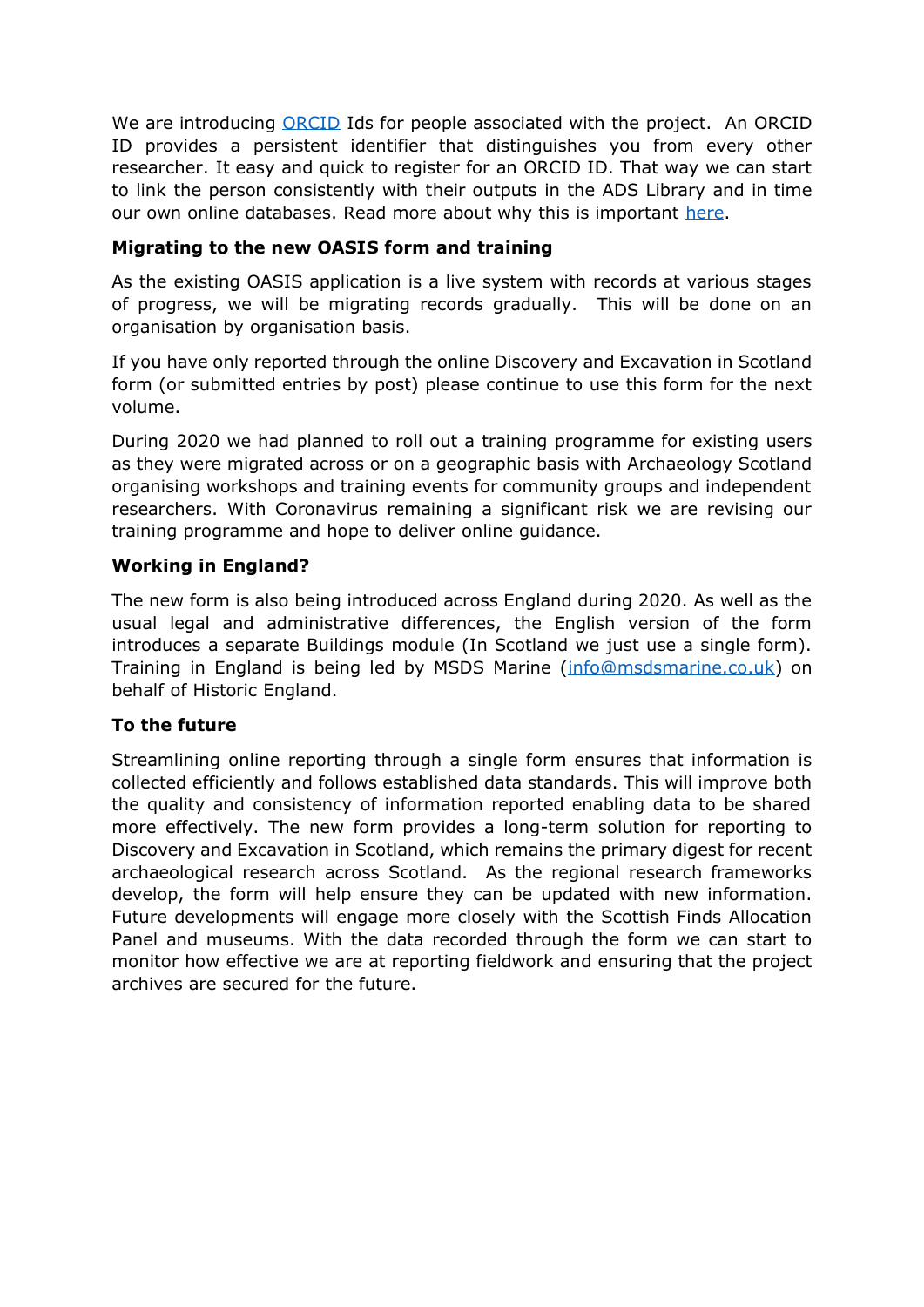We are introducing [ORCID]() Ids for people associated with the project. An ORCID ID provides a persistent identifier that distinguishes you from every other researcher. It easy and quick to register for an ORCID ID. That way we can start to link the person consistently with their outputs in the ADS Library and in time our own online databases. Read more about why this is important [here]().

**Migrating to the new OASIS form and training**

As the existing OASIS application is a live system with records at various stages of progress, we will be migrating records gradually. This will be done on an organisation by organisation basis.

If you have only reported through the online Discovery and Excavation in Scotland form (or submitted entries by post) please continue to use this form for the next volume.

During 2020 we had planned to roll out a training programme for existing users as they were migrated across or on a geographic basis with Archaeology Scotland organising workshops and training events for community groups and independent researchers. With Coronavirus remaining a significant risk we are revising our training programme and hope to deliver online guidance.

**Working in England?**

The new form is also being introduced across England during 2020. As well as the usual legal and administrative differences, the English version of the form introduces a separate Buildings module (In Scotland we just use a single form). Training in England is being led by MSDS Marine (info@msdsmarine.co.uk) on behalf of Historic England.

**To the future**

Streamlining online reporting through a single form ensures that information is collected efficiently and follows established data standards. This will improve both the quality and consistency of information reported enabling data to be shared more effectively. The new form provides a long-term solution for reporting to Discovery and Excavation in Scotland, which remains the primary digest for recent archaeological research across Scotland. As the regional research frameworks develop, the form will help ensure they can be updated with new information. Future developments will engage more closely with the Scottish Finds Allocation Panel and museums. With the data recorded through the form we can start to monitor how effective we are at reporting fieldwork and ensuring that the project archives are secured for the future.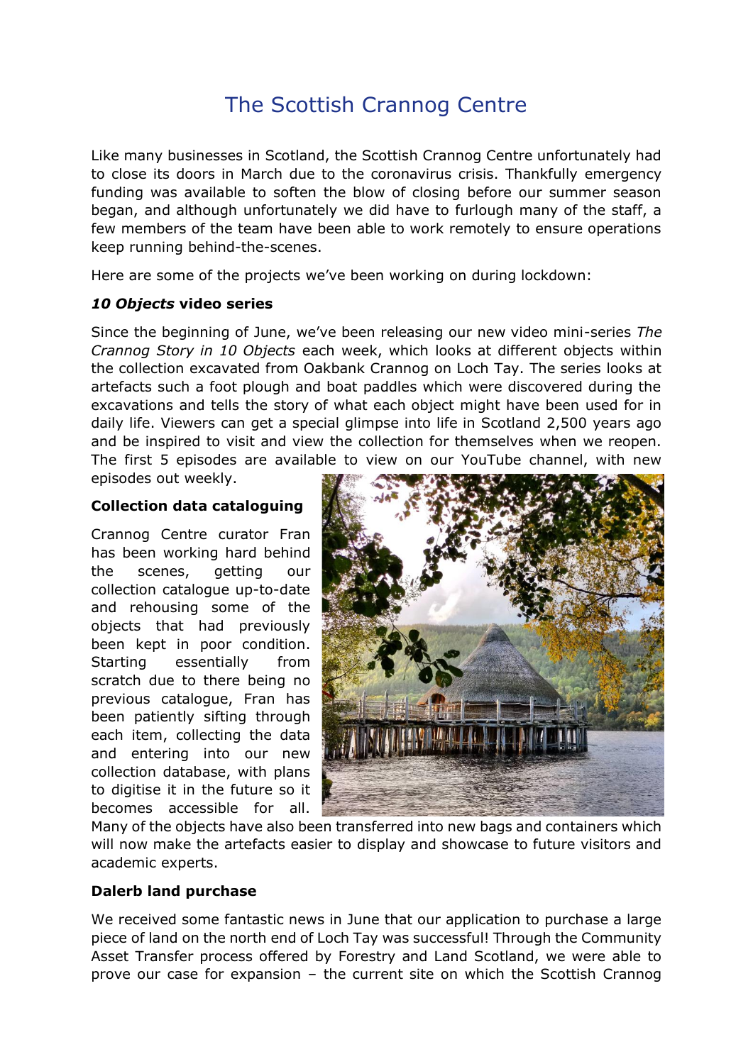# The Scottish Crannog Centre

Like many businesses in Scotland, the Scottish Crannog Centre unfortunately had to close its doors in March due to the coronavirus crisis. Thankfully emergency funding was available to soften the blow of closing before our summer season began, and although unfortunately we did have to furlough many of the staff, a few members of the team have been able to work remotely to ensure operations keep running behind-the-scenes.

Here are some of the projects we've been working on during lockdown:

### *10 Objects* video series

Since the beginning of June, we've been releasing our new video mini-series *The Crannog Story in 10 Objects* each week, which looks at different objects within the collection excavated from Oakbank Crannog on Loch Tay. The series looks at artefacts such a foot plough and boat paddles which were discovered during the excavations and tells the story of what each object might have been used for in daily life. Viewers can get a special glimpse into life in Scotland 2,500 years ago and be inspired to visit and view the collection for themselves when we reopen. The first 5 episodes are available to view on our YouTube channel, with new episodes out weekly.

### Collection data cataloguing

Crannog Centre curator Fran has been working hard behind the scenes, getting our collection catalogue up-to-date and rehousing some of the objects that had previously been kept in poor condition. Starting essentially from scratch due to there being no previous catalogue, Fran has been patiently sifting through each item, collecting the data and entering into our new collection database, with plans to digitise it in the future so it becomes accessible for all. Many of the objects have also been transferred into new bags and containers which will now make the artefacts easier to display and showcase to future visitors and academic experts.

### Dalerb land purchase

We received some fantastic news in June that our application to purchase a large piece of land on the north end of Loch Tay was successful! Through the Community Asset Transfer process offered by Forestry and Land Scotland, we were able to prove our case for expansion – the current site on which the Scottish Crannog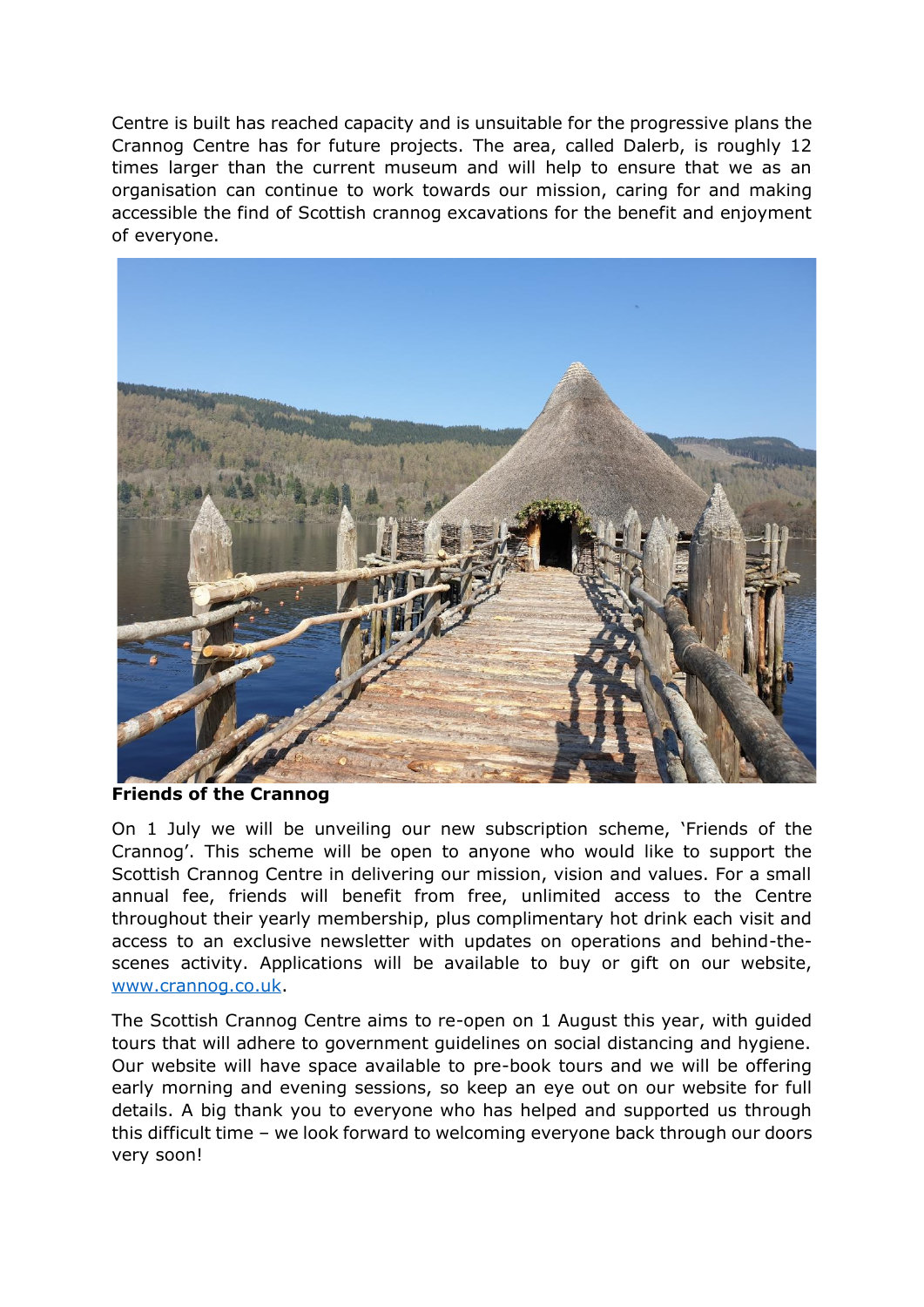Centre is built has reached capacity and is unsuitable for the progressive plans the Crannog Centre has for future projects. The area, called Dalerb, is roughly 12 times larger than the current museum and will help to ensure that we as an organisation can continue to work towards our mission, caring for and making accessible the find of Scottish crannog excavations for the benefit and enjoyment of everyone.

**Friends of the Crannog**

On 1 July we will be unveiling our new subscription scheme, 'Friends of the Crannog'. This scheme will be open to anyone who would like to support the Scottish Crannog Centre in delivering our mission, vision and values. For a small annual fee, friends will benefit from free, unlimited access to the Centre throughout their yearly membership, plus complimentary hot drink each visit and access to an exclusive newsletter with updates on operations and behind-the-scenes activity. Applications will be available to buy or gift on our website, [www.crannog.co.uk](http://www.crannog.co.uk).

The Scottish Crannog Centre aims to re-open on 1 August this year, with guided tours that will adhere to government guidelines on social distancing and hygiene. Our website will have space available to pre-book tours and we will be offering early morning and evening sessions, so keep an eye out on our website for full details. A big thank you to everyone who has helped and supported us through this difficult time – we look forward to welcoming everyone back through our doors very soon!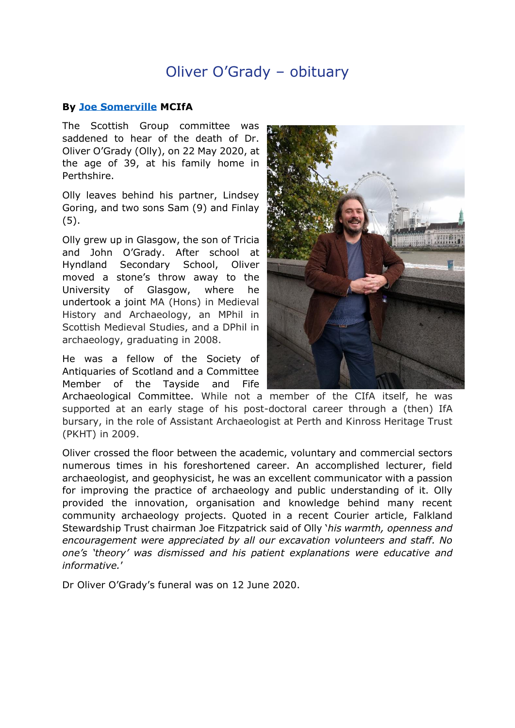# Oliver O'Grady – obituary

**By Joe Somerville MCIfA**

The Scottish Group committee was saddened to hear of the death of Dr. Oliver O'Grady (Olly), on 22 May 2020, at the age of 39, at his family home in Perthshire.

Olly leaves behind his partner, Lindsey Goring, and two sons Sam (9) and Finlay (5).

Olly grew up in Glasgow, the son of Tricia and John O'Grady. After school at Hyndland Secondary School, Oliver moved a stone's throw away to the University of Glasgow, where he undertook a joint MA (Hons) in Medieval History and Archaeology, an MPhil in Scottish Medieval Studies, and a DPhil in archaeology, graduating in 2008.

He was a fellow of the Society of Antiquaries of Scotland and a Committee Member of the Tayside and Fife Archaeological Committee. While not a member of the CIfA itself, he was supported at an early stage of his post-doctoral career through a (then) IfA bursary, in the role of Assistant Archaeologist at Perth and Kinross Heritage Trust (PKHT) in 2009.

Oliver crossed the floor between the academic, voluntary and commercial sectors numerous times in his foreshortened career. An accomplished lecturer, field archaeologist, and geophysicist, he was an excellent communicator with a passion for improving the practice of archaeology and public understanding of it. Olly provided the innovation, organisation and knowledge behind many recent community archaeology projects. Quoted in a recent Courier article, Falkland Stewardship Trust chairman Joe Fitzpatrick said of Olly '*his warmth, openness and encouragement were appreciated by all our excavation volunteers and staff. No one's 'theory' was dismissed and his patient explanations were educative and informative.*'

Dr Oliver O'Grady's funeral was on 12 June 2020.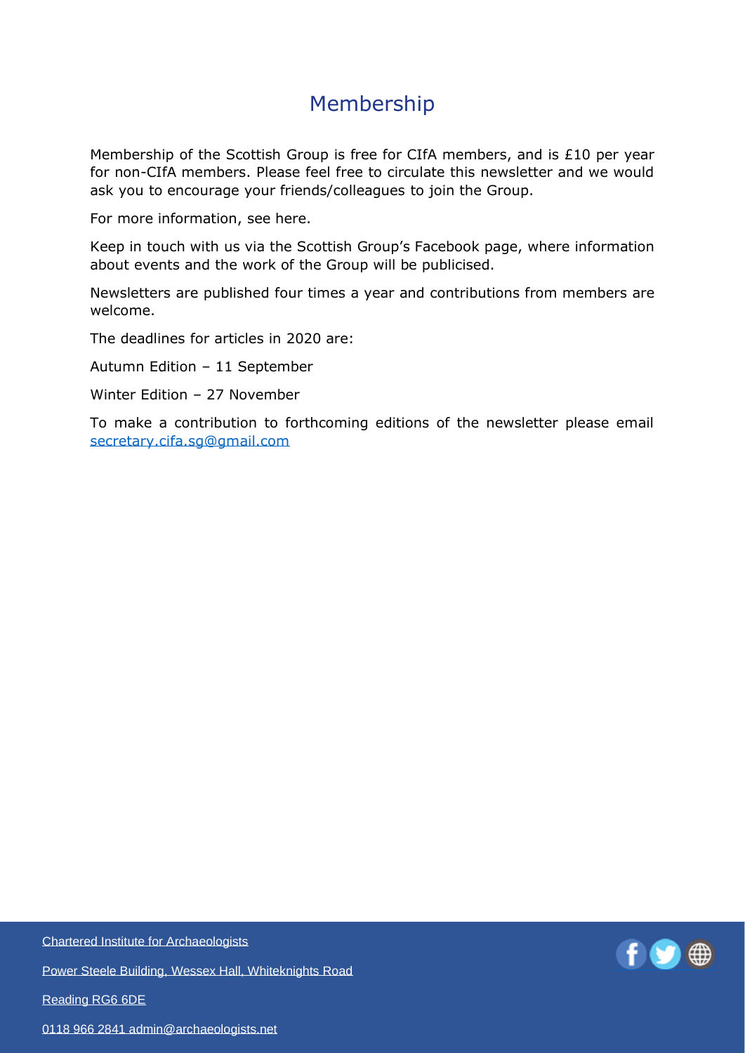## Membership

Membership of the Scottish Group is free for CIfA members, and is £10 per year for non-CIfA members. Please feel free to circulate this newsletter and we would ask you to encourage your friends/colleagues to join the Group.

For more information, see here.

Keep in touch with us via the Scottish Group's Facebook page, where information about events and the work of the Group will be publicised.

Newsletters are published four times a year and contributions from members are welcome.

The deadlines for articles in 2020 are:

Autumn Edition – 11 September

Winter Edition – 27 November

To make a contribution to forthcoming editions of the newsletter please email secretary.cifa.sg@gmail.com

Chartered Institute for Archaeologists

Power Steele Building, Wessex Hall, Whiteknights Road

Reading RG6 6DE

0118 966 2841 admin@archaeologists.net